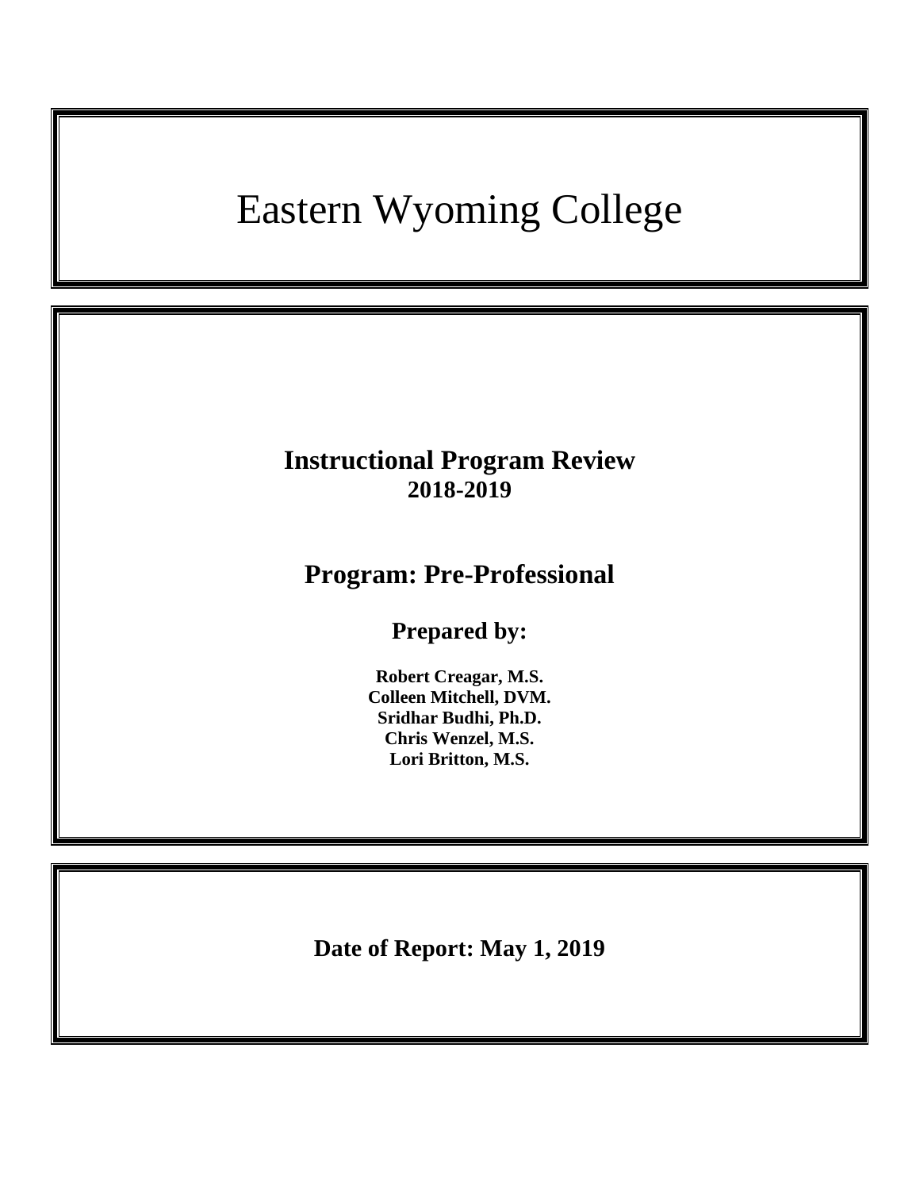# Eastern Wyoming College

## Instructional Program Review
**2018-2019**

## Program: Pre-Professional

### Prepared by:

**Robert Creagar, M.S.**
**Colleen Mitchell, DVM.**
**Sridhar Budhi, Ph.D.**
**Chris Wenzel, M.S.**
**Lori Britton, M.S.**

**Date of Report: May 1, 2019**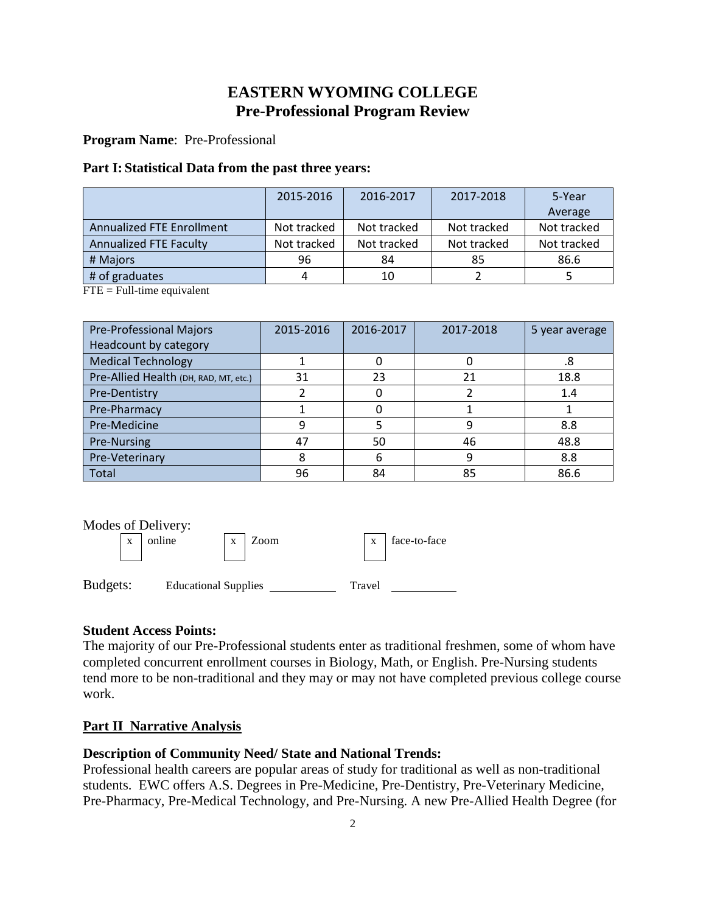# EASTERN WYOMING COLLEGE
## Pre-Professional Program Review

**Program Name**: Pre-Professional

### Part I: Statistical Data from the past three years:

| | 2015-2016 | 2016-2017 | 2017-2018 | 5-Year Average |
|---|---|---|---|---|
| Annualized FTE Enrollment | Not tracked | Not tracked | Not tracked | Not tracked |
| Annualized FTE Faculty | Not tracked | Not tracked | Not tracked | Not tracked |
| # Majors | 96 | 84 | 85 | 86.6 |
| # of graduates | 4 | 10 | 2 | 5 |

FTE = Full-time equivalent

| Pre-Professional Majors Headcount by category | 2015-2016 | 2016-2017 | 2017-2018 | 5 year average |
|---|---|---|---|---|
| Medical Technology | 1 | 0 | 0 | .8 |
| Pre-Allied Health (DH, RAD, MT, etc.) | 31 | 23 | 21 | 18.8 |
| Pre-Dentistry | 2 | 0 | 2 | 1.4 |
| Pre-Pharmacy | 1 | 0 | 1 | 1 |
| Pre-Medicine | 9 | 5 | 9 | 8.8 |
| Pre-Nursing | 47 | 50 | 46 | 48.8 |
| Pre-Veterinary | 8 | 6 | 9 | 8.8 |
| Total | 96 | 84 | 85 | 86.6 |

Modes of Delivery:

- [x] online
- [x] Zoom
- [x] face-to-face

Budgets: Educational Supplies \_\_\_\_\_\_\_\_\_\_ Travel \_\_\_\_\_\_\_\_\_\_

**Student Access Points:**
The majority of our Pre-Professional students enter as traditional freshmen, some of whom have completed concurrent enrollment courses in Biology, Math, or English. Pre-Nursing students tend more to be non-traditional and they may or may not have completed previous college course work.

### Part II Narrative Analysis

**Description of Community Need/ State and National Trends:**
Professional health careers are popular areas of study for traditional as well as non-traditional students. EWC offers A.S. Degrees in Pre-Medicine, Pre-Dentistry, Pre-Veterinary Medicine, Pre-Pharmacy, Pre-Medical Technology, and Pre-Nursing. A new Pre-Allied Health Degree (for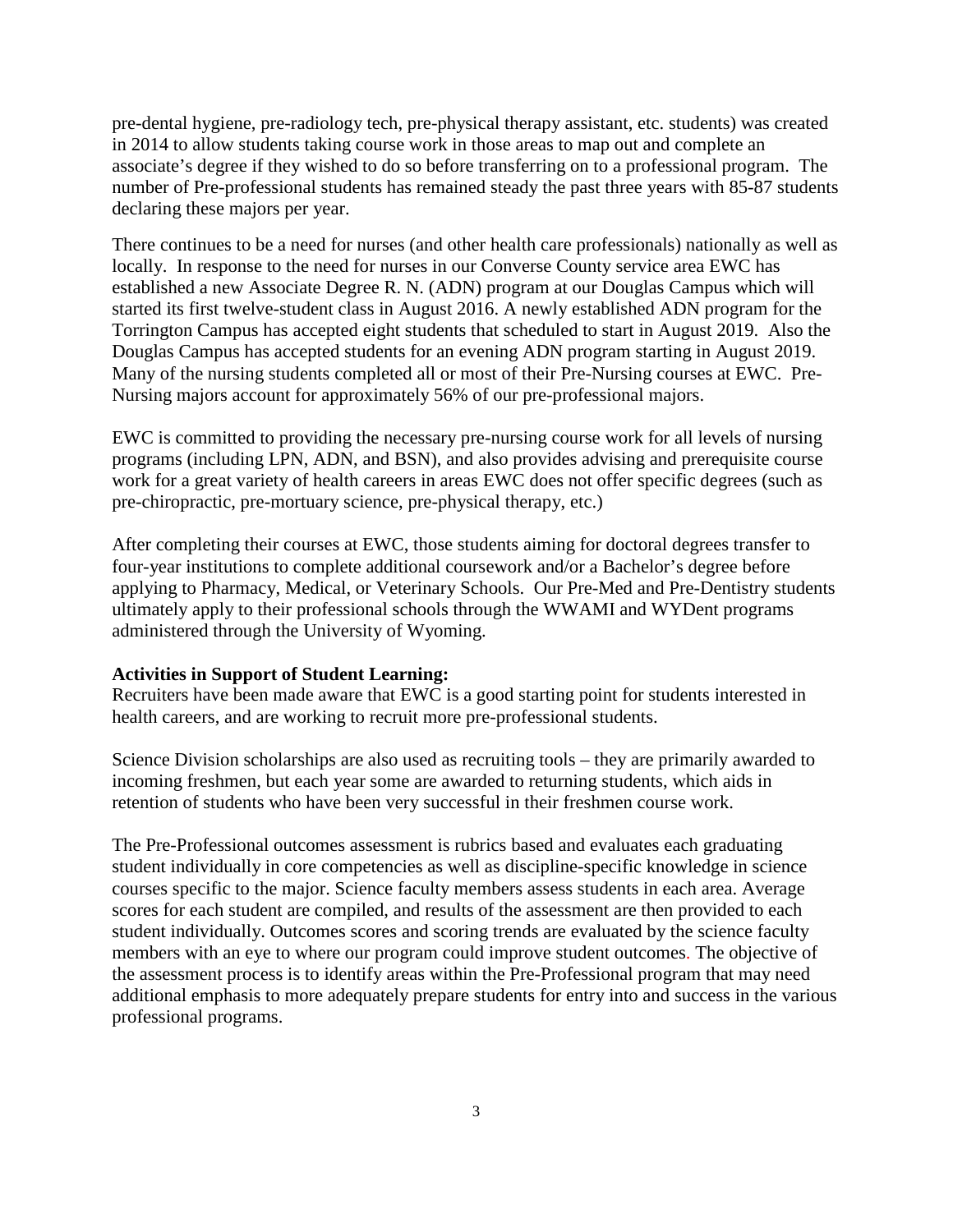pre-dental hygiene, pre-radiology tech, pre-physical therapy assistant, etc. students) was created in 2014 to allow students taking course work in those areas to map out and complete an associate's degree if they wished to do so before transferring on to a professional program. The number of Pre-professional students has remained steady the past three years with 85-87 students declaring these majors per year.

There continues to be a need for nurses (and other health care professionals) nationally as well as locally. In response to the need for nurses in our Converse County service area EWC has established a new Associate Degree R. N. (ADN) program at our Douglas Campus which will started its first twelve-student class in August 2016. A newly established ADN program for the Torrington Campus has accepted eight students that scheduled to start in August 2019. Also the Douglas Campus has accepted students for an evening ADN program starting in August 2019. Many of the nursing students completed all or most of their Pre-Nursing courses at EWC. Pre-Nursing majors account for approximately 56% of our pre-professional majors.

EWC is committed to providing the necessary pre-nursing course work for all levels of nursing programs (including LPN, ADN, and BSN), and also provides advising and prerequisite course work for a great variety of health careers in areas EWC does not offer specific degrees (such as pre-chiropractic, pre-mortuary science, pre-physical therapy, etc.)

After completing their courses at EWC, those students aiming for doctoral degrees transfer to four-year institutions to complete additional coursework and/or a Bachelor's degree before applying to Pharmacy, Medical, or Veterinary Schools. Our Pre-Med and Pre-Dentistry students ultimately apply to their professional schools through the WWAMI and WYDent programs administered through the University of Wyoming.

**Activities in Support of Student Learning:**
Recruiters have been made aware that EWC is a good starting point for students interested in health careers, and are working to recruit more pre-professional students.

Science Division scholarships are also used as recruiting tools – they are primarily awarded to incoming freshmen, but each year some are awarded to returning students, which aids in retention of students who have been very successful in their freshmen course work.

The Pre-Professional outcomes assessment is rubrics based and evaluates each graduating student individually in core competencies as well as discipline-specific knowledge in science courses specific to the major. Science faculty members assess students in each area. Average scores for each student are compiled, and results of the assessment are then provided to each student individually. Outcomes scores and scoring trends are evaluated by the science faculty members with an eye to where our program could improve student outcomes. The objective of the assessment process is to identify areas within the Pre-Professional program that may need additional emphasis to more adequately prepare students for entry into and success in the various professional programs.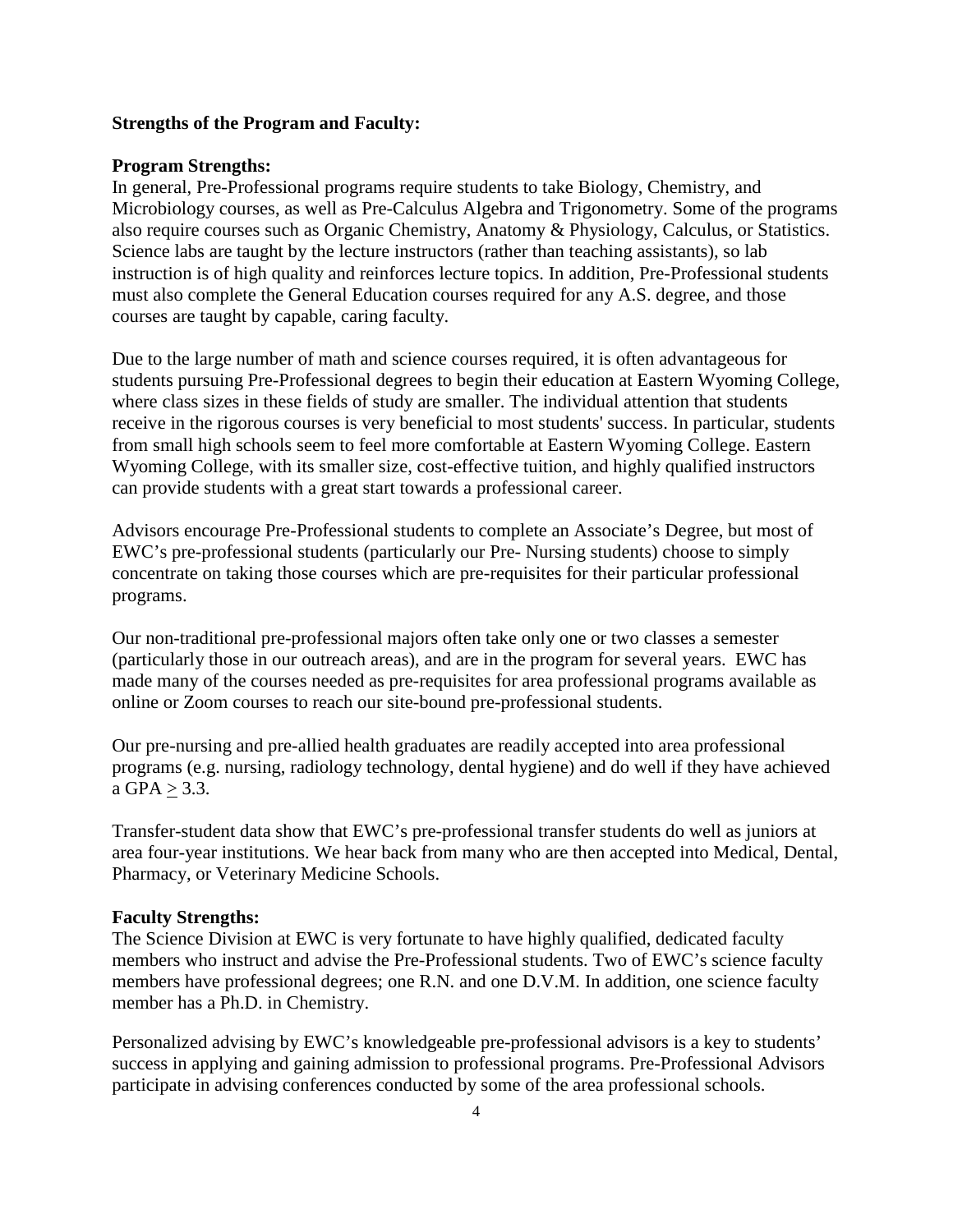**Strengths of the Program and Faculty:**

**Program Strengths:**

In general, Pre-Professional programs require students to take Biology, Chemistry, and Microbiology courses, as well as Pre-Calculus Algebra and Trigonometry. Some of the programs also require courses such as Organic Chemistry, Anatomy & Physiology, Calculus, or Statistics. Science labs are taught by the lecture instructors (rather than teaching assistants), so lab instruction is of high quality and reinforces lecture topics. In addition, Pre-Professional students must also complete the General Education courses required for any A.S. degree, and those courses are taught by capable, caring faculty.

Due to the large number of math and science courses required, it is often advantageous for students pursuing Pre-Professional degrees to begin their education at Eastern Wyoming College, where class sizes in these fields of study are smaller. The individual attention that students receive in the rigorous courses is very beneficial to most students' success. In particular, students from small high schools seem to feel more comfortable at Eastern Wyoming College. Eastern Wyoming College, with its smaller size, cost-effective tuition, and highly qualified instructors can provide students with a great start towards a professional career.

Advisors encourage Pre-Professional students to complete an Associate's Degree, but most of EWC's pre-professional students (particularly our Pre- Nursing students) choose to simply concentrate on taking those courses which are pre-requisites for their particular professional programs.

Our non-traditional pre-professional majors often take only one or two classes a semester (particularly those in our outreach areas), and are in the program for several years. EWC has made many of the courses needed as pre-requisites for area professional programs available as online or Zoom courses to reach our site-bound pre-professional students.

Our pre-nursing and pre-allied health graduates are readily accepted into area professional programs (e.g. nursing, radiology technology, dental hygiene) and do well if they have achieved a GPA $\geq$ 3.3.

Transfer-student data show that EWC's pre-professional transfer students do well as juniors at area four-year institutions. We hear back from many who are then accepted into Medical, Dental, Pharmacy, or Veterinary Medicine Schools.

**Faculty Strengths:**

The Science Division at EWC is very fortunate to have highly qualified, dedicated faculty members who instruct and advise the Pre-Professional students. Two of EWC's science faculty members have professional degrees; one R.N. and one D.V.M. In addition, one science faculty member has a Ph.D. in Chemistry.

Personalized advising by EWC's knowledgeable pre-professional advisors is a key to students' success in applying and gaining admission to professional programs. Pre-Professional Advisors participate in advising conferences conducted by some of the area professional schools.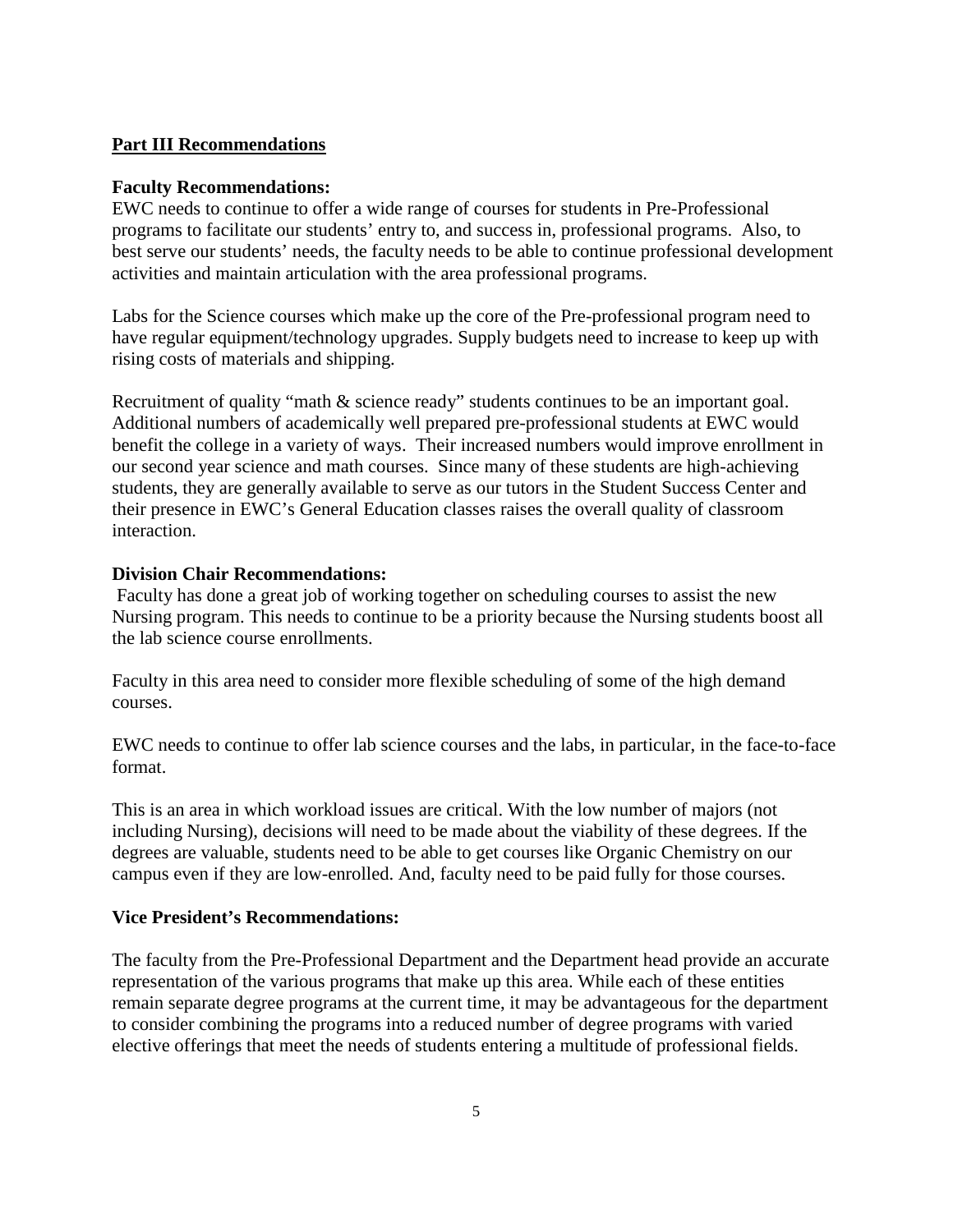## Part III Recommendations

**Faculty Recommendations:**

EWC needs to continue to offer a wide range of courses for students in Pre-Professional programs to facilitate our students' entry to, and success in, professional programs. Also, to best serve our students' needs, the faculty needs to be able to continue professional development activities and maintain articulation with the area professional programs.

Labs for the Science courses which make up the core of the Pre-professional program need to have regular equipment/technology upgrades. Supply budgets need to increase to keep up with rising costs of materials and shipping.

Recruitment of quality "math & science ready" students continues to be an important goal. Additional numbers of academically well prepared pre-professional students at EWC would benefit the college in a variety of ways. Their increased numbers would improve enrollment in our second year science and math courses. Since many of these students are high-achieving students, they are generally available to serve as our tutors in the Student Success Center and their presence in EWC's General Education classes raises the overall quality of classroom interaction.

**Division Chair Recommendations:**

Faculty has done a great job of working together on scheduling courses to assist the new Nursing program. This needs to continue to be a priority because the Nursing students boost all the lab science course enrollments.

Faculty in this area need to consider more flexible scheduling of some of the high demand courses.

EWC needs to continue to offer lab science courses and the labs, in particular, in the face-to-face format.

This is an area in which workload issues are critical. With the low number of majors (not including Nursing), decisions will need to be made about the viability of these degrees. If the degrees are valuable, students need to be able to get courses like Organic Chemistry on our campus even if they are low-enrolled. And, faculty need to be paid fully for those courses.

**Vice President's Recommendations:**

The faculty from the Pre-Professional Department and the Department head provide an accurate representation of the various programs that make up this area. While each of these entities remain separate degree programs at the current time, it may be advantageous for the department to consider combining the programs into a reduced number of degree programs with varied elective offerings that meet the needs of students entering a multitude of professional fields.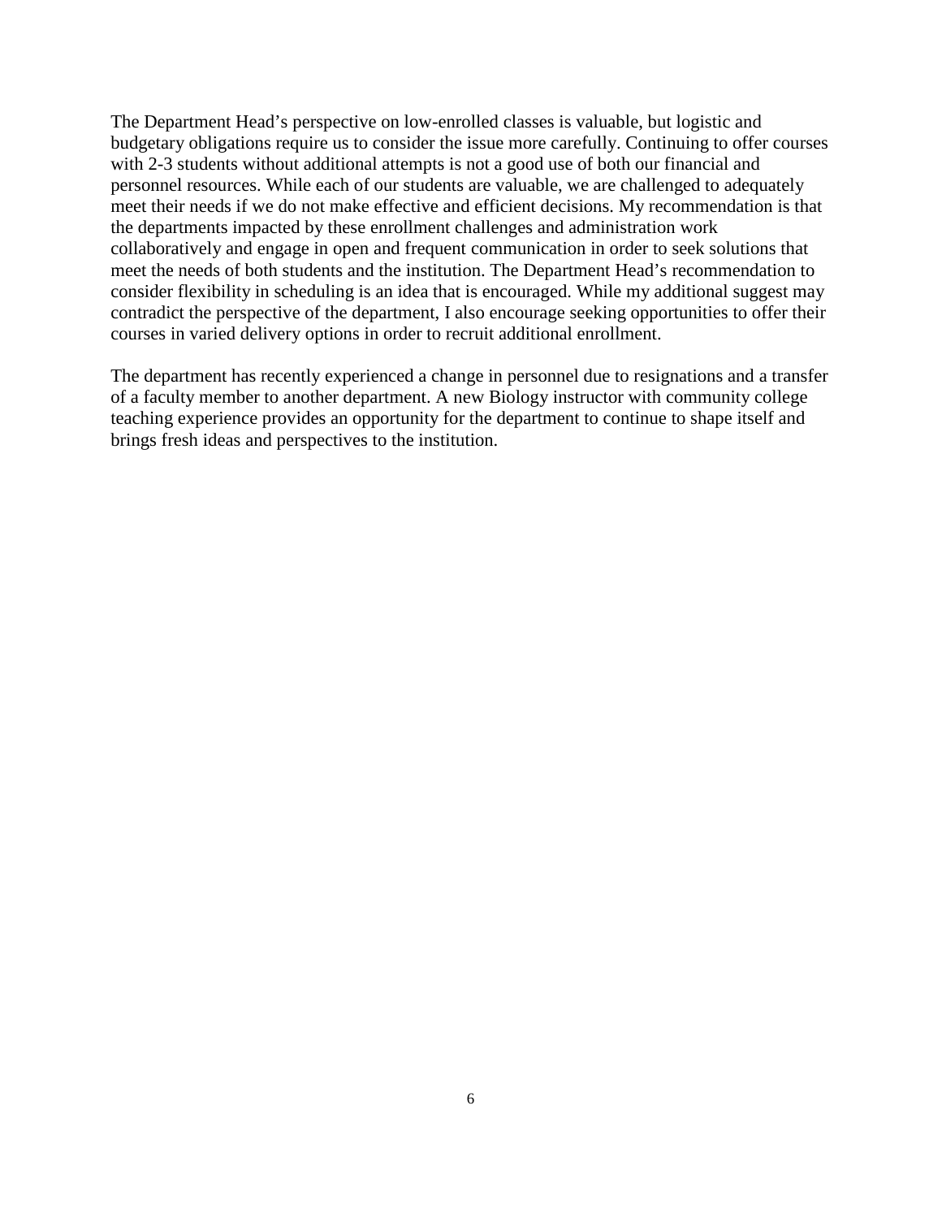The Department Head's perspective on low-enrolled classes is valuable, but logistic and budgetary obligations require us to consider the issue more carefully. Continuing to offer courses with 2-3 students without additional attempts is not a good use of both our financial and personnel resources. While each of our students are valuable, we are challenged to adequately meet their needs if we do not make effective and efficient decisions. My recommendation is that the departments impacted by these enrollment challenges and administration work collaboratively and engage in open and frequent communication in order to seek solutions that meet the needs of both students and the institution. The Department Head's recommendation to consider flexibility in scheduling is an idea that is encouraged. While my additional suggest may contradict the perspective of the department, I also encourage seeking opportunities to offer their courses in varied delivery options in order to recruit additional enrollment.

The department has recently experienced a change in personnel due to resignations and a transfer of a faculty member to another department. A new Biology instructor with community college teaching experience provides an opportunity for the department to continue to shape itself and brings fresh ideas and perspectives to the institution.